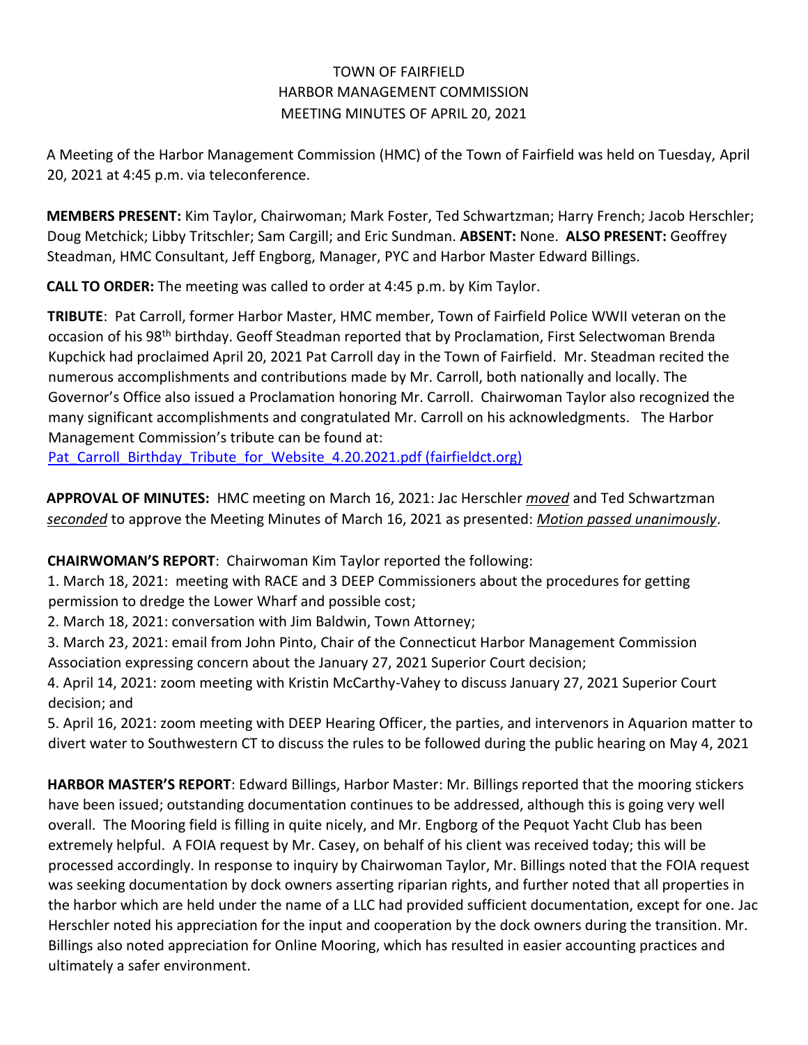TOWN OF FAIRFIELD
HARBOR MANAGEMENT COMMISSION
MEETING MINUTES OF APRIL 20, 2021

A Meeting of the Harbor Management Commission (HMC) of the Town of Fairfield was held on Tuesday, April 20, 2021 at 4:45 p.m. via teleconference.

**MEMBERS PRESENT:** Kim Taylor, Chairwoman; Mark Foster, Ted Schwartzman; Harry French; Jacob Herschler; Doug Metchick; Libby Tritschler; Sam Cargill; and Eric Sundman. **ABSENT:** None. **ALSO PRESENT:** Geoffrey Steadman, HMC Consultant, Jeff Engborg, Manager, PYC and Harbor Master Edward Billings.

**CALL TO ORDER:** The meeting was called to order at 4:45 p.m. by Kim Taylor.

**TRIBUTE**: Pat Carroll, former Harbor Master, HMC member, Town of Fairfield Police WWII veteran on the occasion of his 98th birthday. Geoff Steadman reported that by Proclamation, First Selectwoman Brenda Kupchick had proclaimed April 20, 2021 Pat Carroll day in the Town of Fairfield. Mr. Steadman recited the numerous accomplishments and contributions made by Mr. Carroll, both nationally and locally. The Governor's Office also issued a Proclamation honoring Mr. Carroll. Chairwoman Taylor also recognized the many significant accomplishments and congratulated Mr. Carroll on his acknowledgments. The Harbor Management Commission's tribute can be found at:
Pat_Carroll_Birthday_Tribute_for_Website_4.20.2021.pdf (fairfieldct.org)

**APPROVAL OF MINUTES:** HMC meeting on March 16, 2021: Jac Herschler *moved* and Ted Schwartzman *seconded* to approve the Meeting Minutes of March 16, 2021 as presented: *Motion passed unanimously*.

**CHAIRWOMAN'S REPORT**: Chairwoman Kim Taylor reported the following:

1. March 18, 2021: meeting with RACE and 3 DEEP Commissioners about the procedures for getting permission to dredge the Lower Wharf and possible cost;
2. March 18, 2021: conversation with Jim Baldwin, Town Attorney;
3. March 23, 2021: email from John Pinto, Chair of the Connecticut Harbor Management Commission Association expressing concern about the January 27, 2021 Superior Court decision;
4. April 14, 2021: zoom meeting with Kristin McCarthy-Vahey to discuss January 27, 2021 Superior Court decision; and
5. April 16, 2021: zoom meeting with DEEP Hearing Officer, the parties, and intervenors in Aquarion matter to divert water to Southwestern CT to discuss the rules to be followed during the public hearing on May 4, 2021

**HARBOR MASTER'S REPORT**: Edward Billings, Harbor Master: Mr. Billings reported that the mooring stickers have been issued; outstanding documentation continues to be addressed, although this is going very well overall. The Mooring field is filling in quite nicely, and Mr. Engborg of the Pequot Yacht Club has been extremely helpful. A FOIA request by Mr. Casey, on behalf of his client was received today; this will be processed accordingly. In response to inquiry by Chairwoman Taylor, Mr. Billings noted that the FOIA request was seeking documentation by dock owners asserting riparian rights, and further noted that all properties in the harbor which are held under the name of a LLC had provided sufficient documentation, except for one. Jac Herschler noted his appreciation for the input and cooperation by the dock owners during the transition. Mr. Billings also noted appreciation for Online Mooring, which has resulted in easier accounting practices and ultimately a safer environment.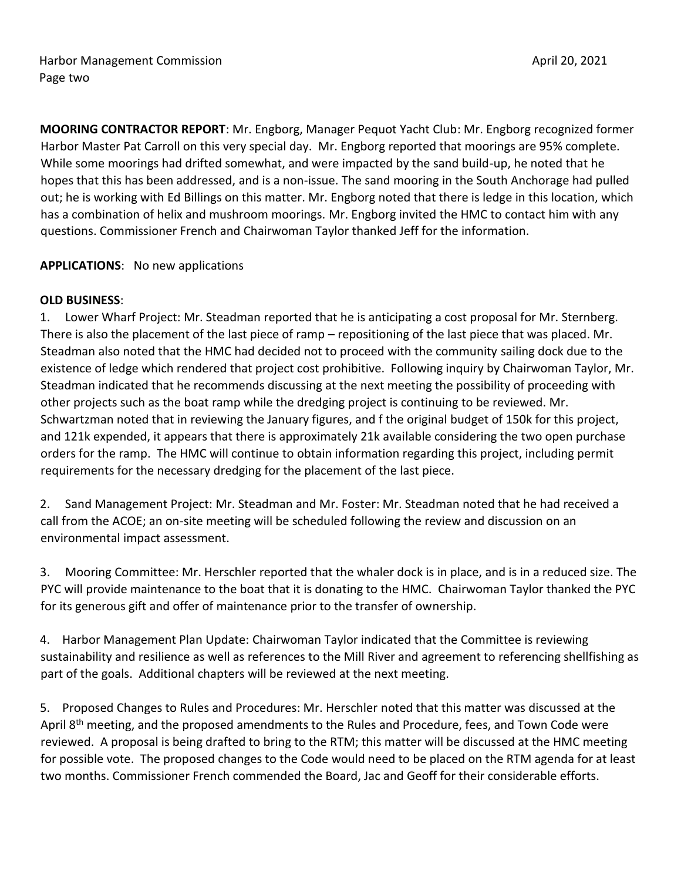**MOORING CONTRACTOR REPORT**: Mr. Engborg, Manager Pequot Yacht Club: Mr. Engborg recognized former Harbor Master Pat Carroll on this very special day. Mr. Engborg reported that moorings are 95% complete. While some moorings had drifted somewhat, and were impacted by the sand build-up, he noted that he hopes that this has been addressed, and is a non-issue. The sand mooring in the South Anchorage had pulled out; he is working with Ed Billings on this matter. Mr. Engborg noted that there is ledge in this location, which has a combination of helix and mushroom moorings. Mr. Engborg invited the HMC to contact him with any questions. Commissioner French and Chairwoman Taylor thanked Jeff for the information.

**APPLICATIONS**: No new applications

**OLD BUSINESS**:

1. Lower Wharf Project: Mr. Steadman reported that he is anticipating a cost proposal for Mr. Sternberg. There is also the placement of the last piece of ramp – repositioning of the last piece that was placed. Mr. Steadman also noted that the HMC had decided not to proceed with the community sailing dock due to the existence of ledge which rendered that project cost prohibitive. Following inquiry by Chairwoman Taylor, Mr. Steadman indicated that he recommends discussing at the next meeting the possibility of proceeding with other projects such as the boat ramp while the dredging project is continuing to be reviewed. Mr. Schwartzman noted that in reviewing the January figures, and f the original budget of 150k for this project, and 121k expended, it appears that there is approximately 21k available considering the two open purchase orders for the ramp. The HMC will continue to obtain information regarding this project, including permit requirements for the necessary dredging for the placement of the last piece.

2. Sand Management Project: Mr. Steadman and Mr. Foster: Mr. Steadman noted that he had received a call from the ACOE; an on-site meeting will be scheduled following the review and discussion on an environmental impact assessment.

3. Mooring Committee: Mr. Herschler reported that the whaler dock is in place, and is in a reduced size. The PYC will provide maintenance to the boat that it is donating to the HMC. Chairwoman Taylor thanked the PYC for its generous gift and offer of maintenance prior to the transfer of ownership.

4. Harbor Management Plan Update: Chairwoman Taylor indicated that the Committee is reviewing sustainability and resilience as well as references to the Mill River and agreement to referencing shellfishing as part of the goals. Additional chapters will be reviewed at the next meeting.

5. Proposed Changes to Rules and Procedures: Mr. Herschler noted that this matter was discussed at the April 8th meeting, and the proposed amendments to the Rules and Procedure, fees, and Town Code were reviewed. A proposal is being drafted to bring to the RTM; this matter will be discussed at the HMC meeting for possible vote. The proposed changes to the Code would need to be placed on the RTM agenda for at least two months. Commissioner French commended the Board, Jac and Geoff for their considerable efforts.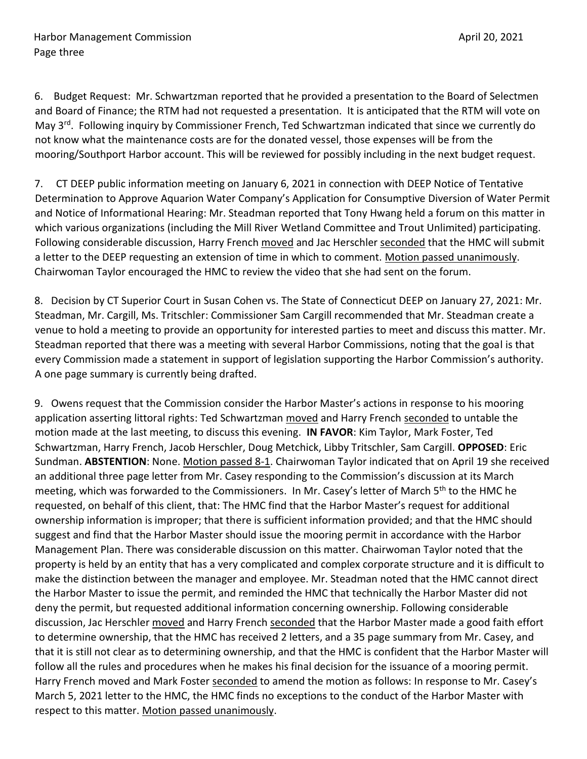6. Budget Request: Mr. Schwartzman reported that he provided a presentation to the Board of Selectmen and Board of Finance; the RTM had not requested a presentation. It is anticipated that the RTM will vote on May 3rd. Following inquiry by Commissioner French, Ted Schwartzman indicated that since we currently do not know what the maintenance costs are for the donated vessel, those expenses will be from the mooring/Southport Harbor account. This will be reviewed for possibly including in the next budget request.

7. CT DEEP public information meeting on January 6, 2021 in connection with DEEP Notice of Tentative Determination to Approve Aquarion Water Company's Application for Consumptive Diversion of Water Permit and Notice of Informational Hearing: Mr. Steadman reported that Tony Hwang held a forum on this matter in which various organizations (including the Mill River Wetland Committee and Trout Unlimited) participating. Following considerable discussion, Harry French moved and Jac Herschler seconded that the HMC will submit a letter to the DEEP requesting an extension of time in which to comment. Motion passed unanimously. Chairwoman Taylor encouraged the HMC to review the video that she had sent on the forum.

8. Decision by CT Superior Court in Susan Cohen vs. The State of Connecticut DEEP on January 27, 2021: Mr. Steadman, Mr. Cargill, Ms. Tritschler: Commissioner Sam Cargill recommended that Mr. Steadman create a venue to hold a meeting to provide an opportunity for interested parties to meet and discuss this matter. Mr. Steadman reported that there was a meeting with several Harbor Commissions, noting that the goal is that every Commission made a statement in support of legislation supporting the Harbor Commission's authority. A one page summary is currently being drafted.

9. Owens request that the Commission consider the Harbor Master's actions in response to his mooring application asserting littoral rights: Ted Schwartzman moved and Harry French seconded to untable the motion made at the last meeting, to discuss this evening. **IN FAVOR**: Kim Taylor, Mark Foster, Ted Schwartzman, Harry French, Jacob Herschler, Doug Metchick, Libby Tritschler, Sam Cargill. **OPPOSED**: Eric Sundman. **ABSTENTION**: None. Motion passed 8-1. Chairwoman Taylor indicated that on April 19 she received an additional three page letter from Mr. Casey responding to the Commission's discussion at its March meeting, which was forwarded to the Commissioners. In Mr. Casey's letter of March 5th to the HMC he requested, on behalf of this client, that: The HMC find that the Harbor Master's request for additional ownership information is improper; that there is sufficient information provided; and that the HMC should suggest and find that the Harbor Master should issue the mooring permit in accordance with the Harbor Management Plan. There was considerable discussion on this matter. Chairwoman Taylor noted that the property is held by an entity that has a very complicated and complex corporate structure and it is difficult to make the distinction between the manager and employee. Mr. Steadman noted that the HMC cannot direct the Harbor Master to issue the permit, and reminded the HMC that technically the Harbor Master did not deny the permit, but requested additional information concerning ownership. Following considerable discussion, Jac Herschler moved and Harry French seconded that the Harbor Master made a good faith effort to determine ownership, that the HMC has received 2 letters, and a 35 page summary from Mr. Casey, and that it is still not clear as to determining ownership, and that the HMC is confident that the Harbor Master will follow all the rules and procedures when he makes his final decision for the issuance of a mooring permit. Harry French moved and Mark Foster seconded to amend the motion as follows: In response to Mr. Casey's March 5, 2021 letter to the HMC, the HMC finds no exceptions to the conduct of the Harbor Master with respect to this matter. Motion passed unanimously.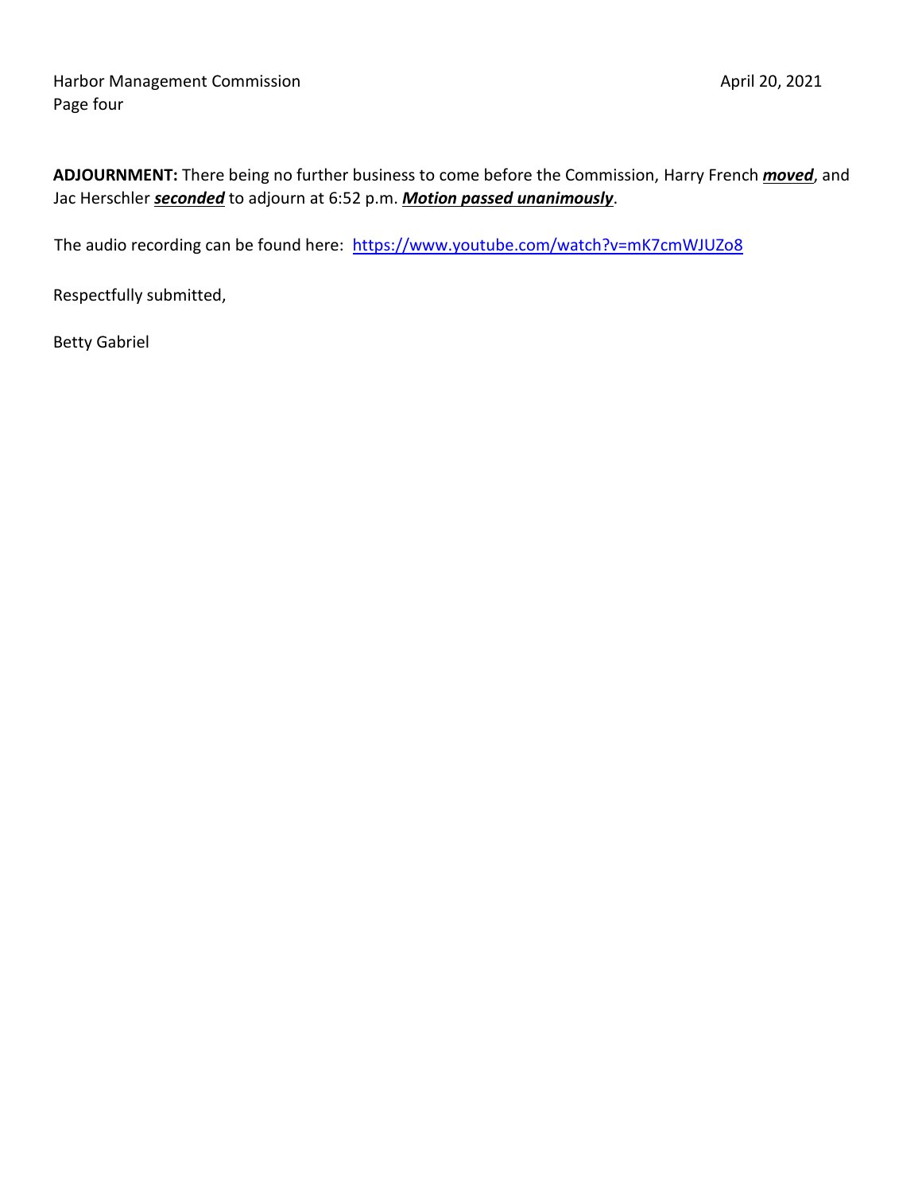**ADJOURNMENT:** There being no further business to come before the Commission, Harry French ***moved***, and Jac Herschler ***seconded*** to adjourn at 6:52 p.m. ***Motion passed unanimously***.

The audio recording can be found here: https://www.youtube.com/watch?v=mK7cmWJUZo8

Respectfully submitted,

Betty Gabriel